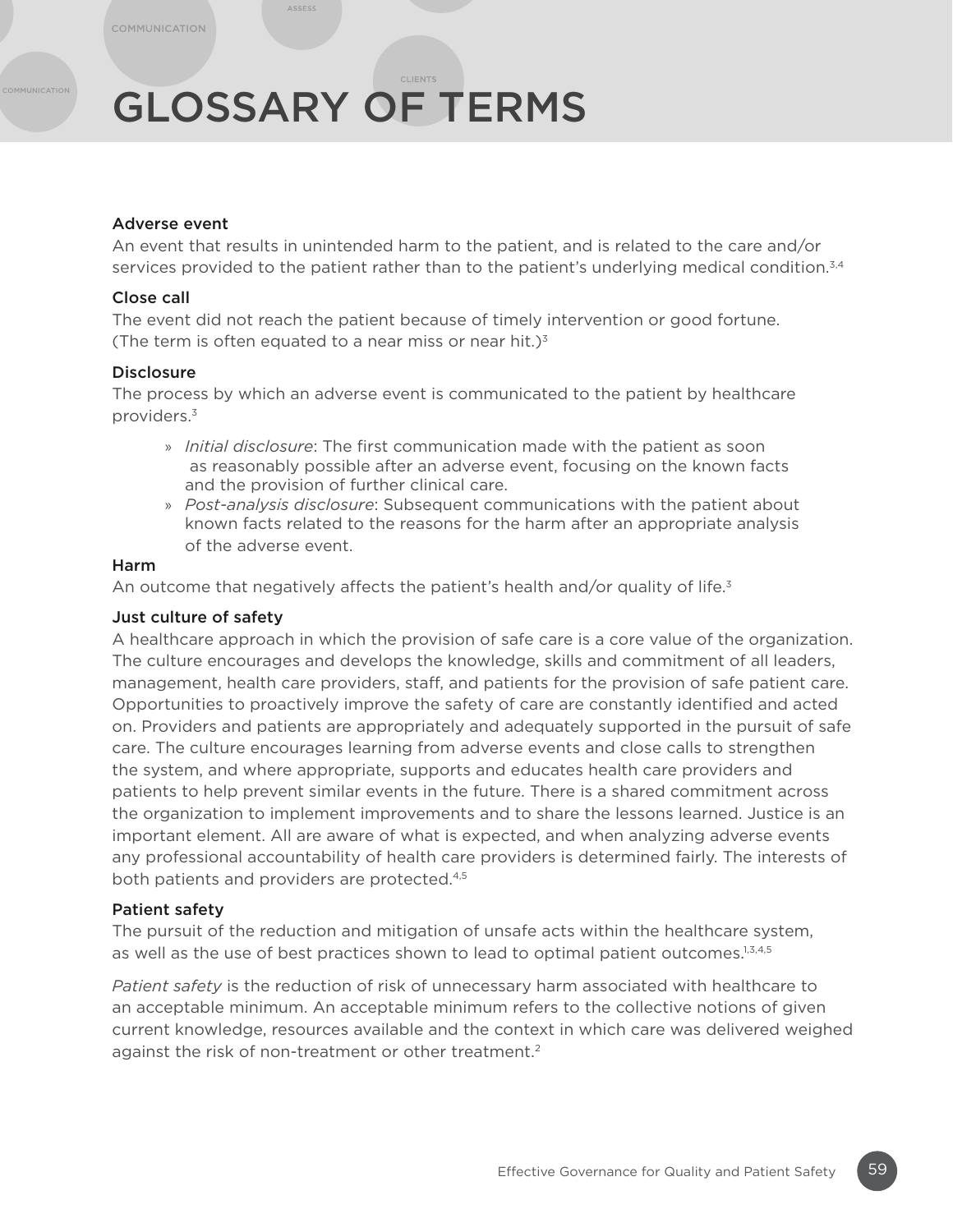# GLOSSARY OF TERMS

### Adverse event

An event that results in unintended harm to the patient, and is related to the care and/or services provided to the patient rather than to the patient's underlying medical condition.[3,4]

### Close call

The event did not reach the patient because of timely intervention or good fortune. (The term is often equated to a near miss or near hit.)[3]

### Disclosure

The process by which an adverse event is communicated to the patient by healthcare providers.[3]

- *Initial disclosure*: The first communication made with the patient as soon as reasonably possible after an adverse event, focusing on the known facts and the provision of further clinical care.
- *Post-analysis disclosure*: Subsequent communications with the patient about known facts related to the reasons for the harm after an appropriate analysis of the adverse event.

### Harm

An outcome that negatively affects the patient's health and/or quality of life.[3]

### Just culture of safety

A healthcare approach in which the provision of safe care is a core value of the organization. The culture encourages and develops the knowledge, skills and commitment of all leaders, management, health care providers, staff, and patients for the provision of safe patient care. Opportunities to proactively improve the safety of care are constantly identified and acted on. Providers and patients are appropriately and adequately supported in the pursuit of safe care. The culture encourages learning from adverse events and close calls to strengthen the system, and where appropriate, supports and educates health care providers and patients to help prevent similar events in the future. There is a shared commitment across the organization to implement improvements and to share the lessons learned. Justice is an important element. All are aware of what is expected, and when analyzing adverse events any professional accountability of health care providers is determined fairly. The interests of both patients and providers are protected.[4,5]

### Patient safety

The pursuit of the reduction and mitigation of unsafe acts within the healthcare system, as well as the use of best practices shown to lead to optimal patient outcomes.[1,3,4,5]

*Patient safety* is the reduction of risk of unnecessary harm associated with healthcare to an acceptable minimum. An acceptable minimum refers to the collective notions of given current knowledge, resources available and the context in which care was delivered weighed against the risk of non-treatment or other treatment.[2]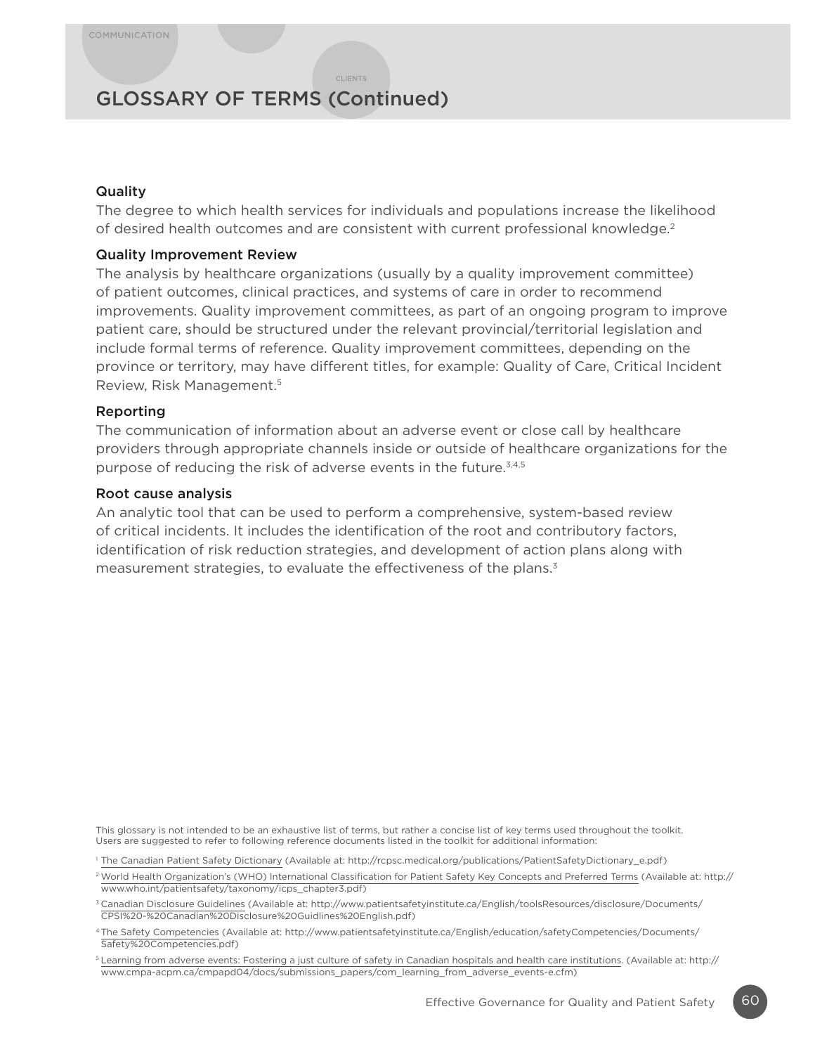# GLOSSARY OF TERMS (Continued)

### Quality

The degree to which health services for individuals and populations increase the likelihood of desired health outcomes and are consistent with current professional knowledge.[2]

### Quality Improvement Review

The analysis by healthcare organizations (usually by a quality improvement committee) of patient outcomes, clinical practices, and systems of care in order to recommend improvements. Quality improvement committees, as part of an ongoing program to improve patient care, should be structured under the relevant provincial/territorial legislation and include formal terms of reference. Quality improvement committees, depending on the province or territory, may have different titles, for example: Quality of Care, Critical Incident Review, Risk Management.[5]

### Reporting

The communication of information about an adverse event or close call by healthcare providers through appropriate channels inside or outside of healthcare organizations for the purpose of reducing the risk of adverse events in the future.[3,4,5]

### Root cause analysis

An analytic tool that can be used to perform a comprehensive, system-based review of critical incidents. It includes the identification of the root and contributory factors, identification of risk reduction strategies, and development of action plans along with measurement strategies, to evaluate the effectiveness of the plans.[3]

This glossary is not intended to be an exhaustive list of terms, but rather a concise list of key terms used throughout the toolkit. Users are suggested to refer to following reference documents listed in the toolkit for additional information:

[1] The Canadian Patient Safety Dictionary (Available at: http://rcpsc.medical.org/publications/PatientSafetyDictionary_e.pdf)

[2] World Health Organization's (WHO) International Classification for Patient Safety Key Concepts and Preferred Terms (Available at: http://www.who.int/patientsafety/taxonomy/icps_chapter3.pdf)

[3] Canadian Disclosure Guidelines (Available at: http://www.patientsafetyinstitute.ca/English/toolsResources/disclosure/Documents/CPSI%20-%20Canadian%20Disclosure%20Guidlines%20English.pdf)

[4] The Safety Competencies (Available at: http://www.patientsafetyinstitute.ca/English/education/safetyCompetencies/Documents/Safety%20Competencies.pdf)

[5] Learning from adverse events: Fostering a just culture of safety in Canadian hospitals and health care institutions. (Available at: http://www.cmpa-acpm.ca/cmpapd04/docs/submissions_papers/com_learning_from_adverse_events-e.cfm)